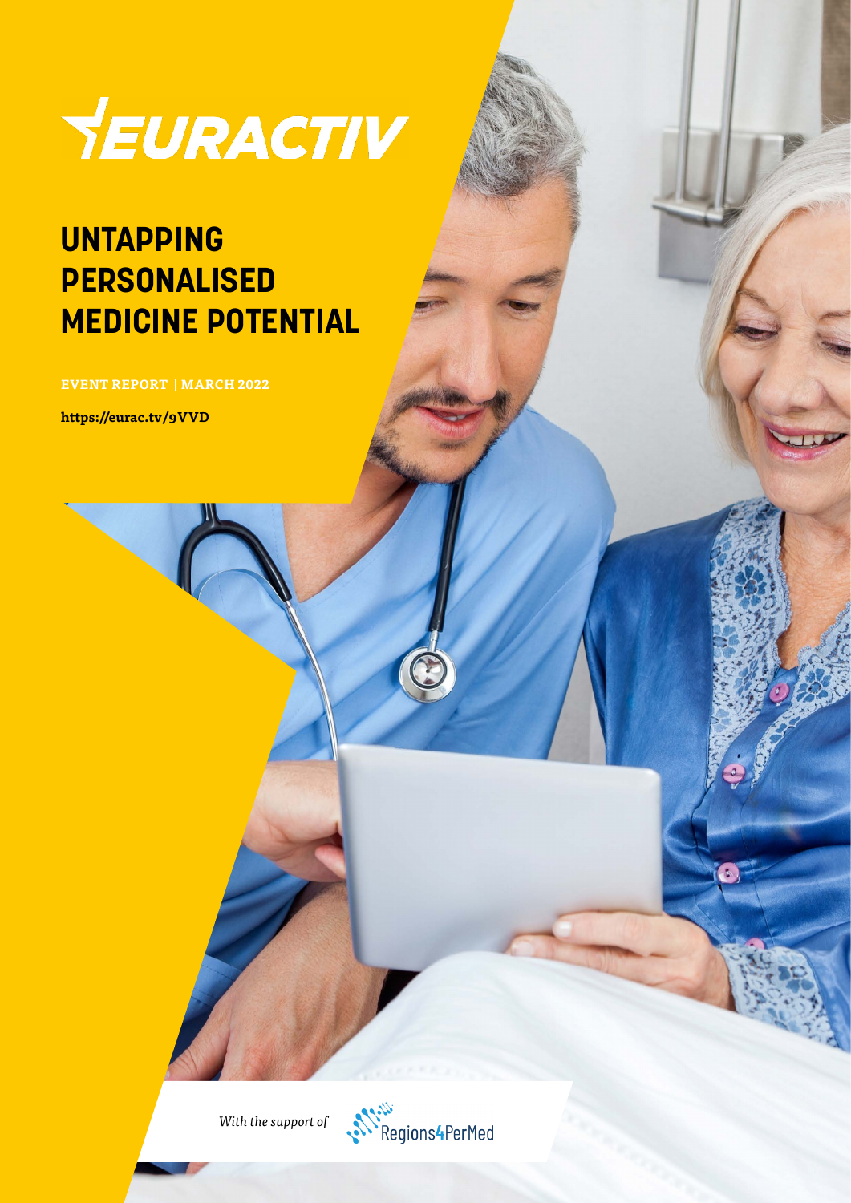EURACTIV

# UNTAPPING PERSONALISED MEDICINE POTENTIAL

EVENT REPORT | MARCH 2022

**https://eurac.tv/9VVD**

*With the support of* Regions4PerMed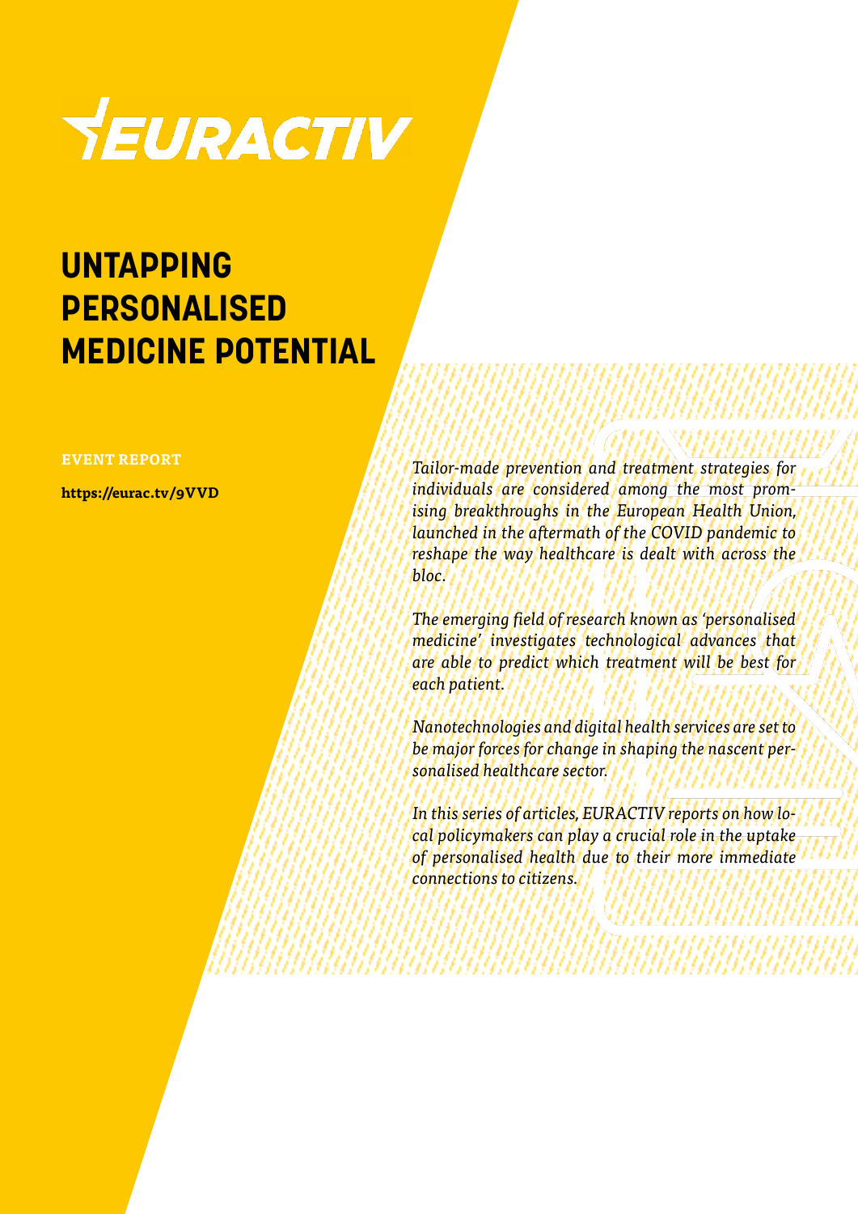EURACTIV

# UNTAPPING PERSONALISED MEDICINE POTENTIAL

**EVENT REPORT**

**https://eurac.tv/9VVD**

*Tailor-made prevention and treatment strategies for individuals are considered among the most promising breakthroughs in the European Health Union, launched in the aftermath of the COVID pandemic to reshape the way healthcare is dealt with across the bloc.*

*The emerging field of research known as 'personalised medicine' investigates technological advances that are able to predict which treatment will be best for each patient.*

*Nanotechnologies and digital health services are set to be major forces for change in shaping the nascent personalised healthcare sector.*

*In this series of articles, EURACTIV reports on how local policymakers can play a crucial role in the uptake of personalised health due to their more immediate connections to citizens.*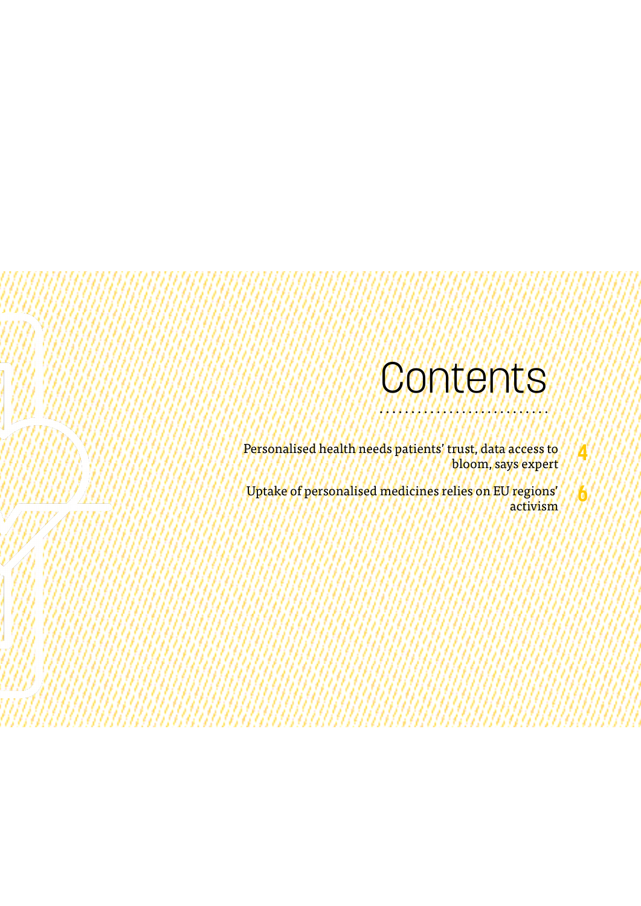# Contents

Personalised health needs patients' trust, data access to bloom, says expert 4

Uptake of personalised medicines relies on EU regions' activism 6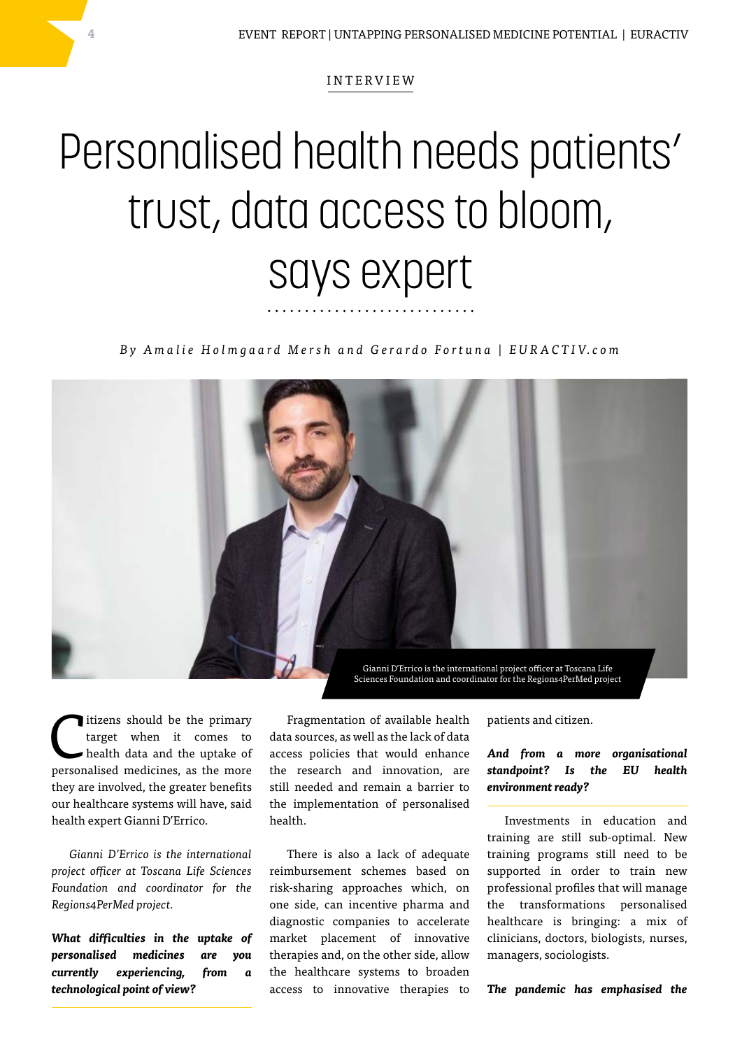INTERVIEW

# Personalised health needs patients' trust, data access to bloom, says expert

*By Amalie Holmgaard Mersh and Gerardo Fortuna | EURACTIV.com*

Gianni D'Errico is the international project officer at Toscana Life Sciences Foundation and coordinator for the Regions4PerMed project

Citizens should be the primary target when it comes to health data and the uptake of personalised medicines, as the more they are involved, the greater benefits our healthcare systems will have, said health expert Gianni D'Errico.

*Gianni D'Errico is the international project officer at Toscana Life Sciences Foundation and coordinator for the Regions4PerMed project.*

***What difficulties in the uptake of personalised medicines are you currently experiencing, from a technological point of view?***

Fragmentation of available health data sources, as well as the lack of data access policies that would enhance the research and innovation, are still needed and remain a barrier to the implementation of personalised health.

There is also a lack of adequate reimbursement schemes based on risk-sharing approaches which, on one side, can incentive pharma and diagnostic companies to accelerate market placement of innovative therapies and, on the other side, allow the healthcare systems to broaden access to innovative therapies to patients and citizen.

***And from a more organisational standpoint? Is the EU health environment ready?***

Investments in education and training are still sub-optimal. New training programs still need to be supported in order to train new professional profiles that will manage the transformations personalised healthcare is bringing: a mix of clinicians, doctors, biologists, nurses, managers, sociologists.

***The pandemic has emphasised the***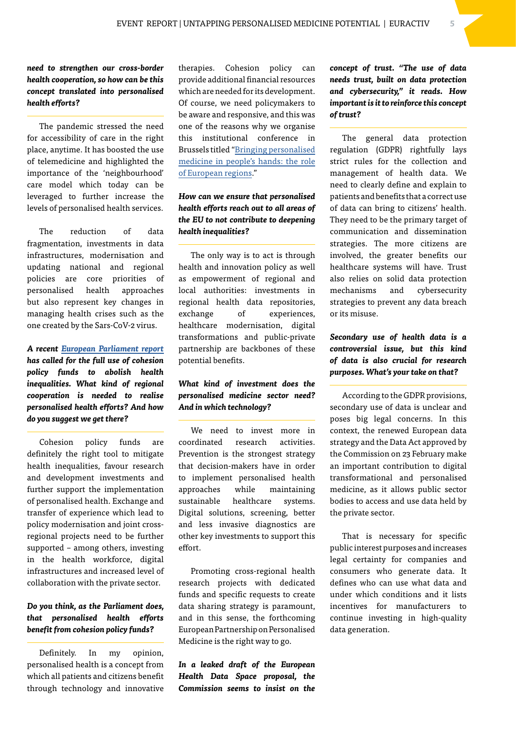***need to strengthen our cross-border health cooperation, so how can be this concept translated into personalised health efforts?***

The pandemic stressed the need for accessibility of care in the right place, anytime. It has boosted the use of telemedicine and highlighted the importance of the 'neighbourhood' care model which today can be leveraged to further increase the levels of personalised health services.

The reduction of data fragmentation, investments in data infrastructures, modernisation and updating national and regional policies are core priorities of personalised health approaches but also represent key changes in managing health crises such as the one created by the Sars-CoV-2 virus.

***A recent [European Parliament report](#) has called for the full use of cohesion policy funds to abolish health inequalities. What kind of regional cooperation is needed to realise personalised health efforts? And how do you suggest we get there?***

Cohesion policy funds are definitely the right tool to mitigate health inequalities, favour research and development investments and further support the implementation of personalised health. Exchange and transfer of experience which lead to policy modernisation and joint cross-regional projects need to be further supported – among others, investing in the health workforce, digital infrastructures and increased level of collaboration with the private sector.

***Do you think, as the Parliament does, that personalised health efforts benefit from cohesion policy funds?***

Definitely. In my opinion, personalised health is a concept from which all patients and citizens benefit through technology and innovative therapies. Cohesion policy can provide additional financial resources which are needed for its development. Of course, we need policymakers to be aware and responsive, and this was one of the reasons why we organise this institutional conference in Brussels titled "[Bringing personalised medicine in people's hands: the role of European regions](#)."

***How can we ensure that personalised health efforts reach out to all areas of the EU to not contribute to deepening health inequalities?***

The only way is to act is through health and innovation policy as well as empowerment of regional and local authorities: investments in regional health data repositories, exchange of experiences, healthcare modernisation, digital transformations and public-private partnership are backbones of these potential benefits.

***What kind of investment does the personalised medicine sector need? And in which technology?***

We need to invest more in coordinated research activities. Prevention is the strongest strategy that decision-makers have in order to implement personalised health approaches while maintaining sustainable healthcare systems. Digital solutions, screening, better and less invasive diagnostics are other key investments to support this effort.

Promoting cross-regional health research projects with dedicated funds and specific requests to create data sharing strategy is paramount, and in this sense, the forthcoming European Partnership on Personalised Medicine is the right way to go.

***In a leaked draft of the European Health Data Space proposal, the Commission seems to insist on the concept of trust. "The use of data needs trust, built on data protection and cybersecurity," it reads. How important is it to reinforce this concept of trust?***

The general data protection regulation (GDPR) rightfully lays strict rules for the collection and management of health data. We need to clearly define and explain to patients and benefits that a correct use of data can bring to citizens' health. They need to be the primary target of communication and dissemination strategies. The more citizens are involved, the greater benefits our healthcare systems will have. Trust also relies on solid data protection mechanisms and cybersecurity strategies to prevent any data breach or its misuse.

***Secondary use of health data is a controversial issue, but this kind of data is also crucial for research purposes. What's your take on that?***

According to the GDPR provisions, secondary use of data is unclear and poses big legal concerns. In this context, the renewed European data strategy and the Data Act approved by the Commission on 23 February make an important contribution to digital transformational and personalised medicine, as it allows public sector bodies to access and use data held by the private sector.

That is necessary for specific public interest purposes and increases legal certainty for companies and consumers who generate data. It defines who can use what data and under which conditions and it lists incentives for manufacturers to continue investing in high-quality data generation.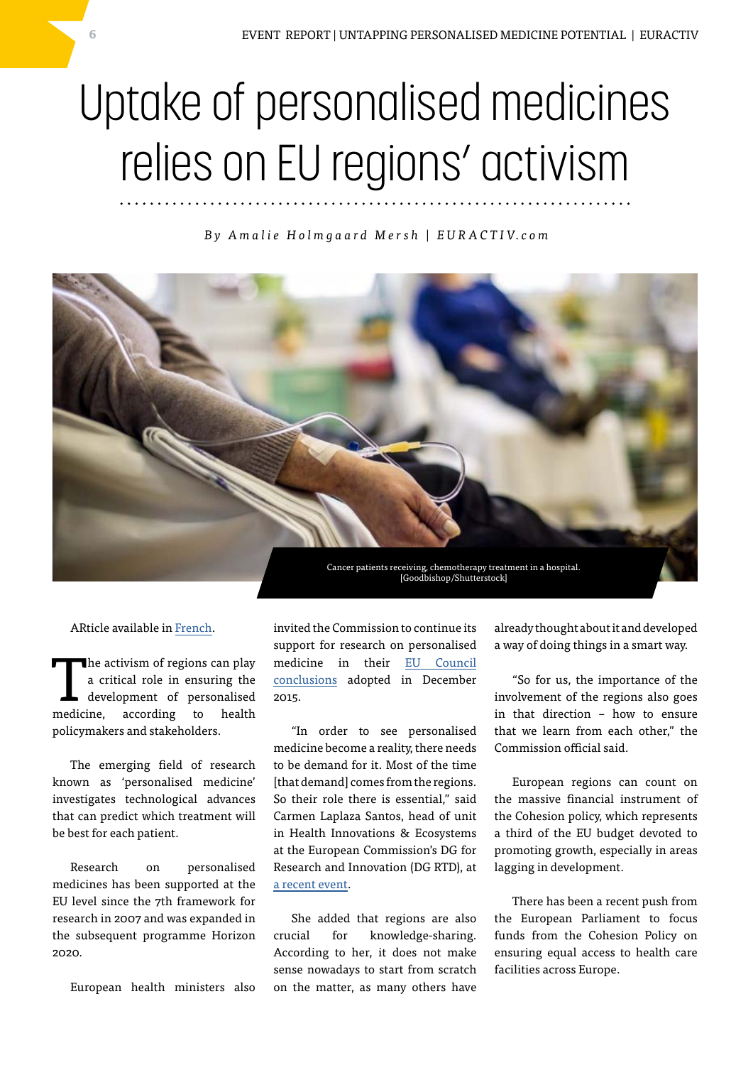# Uptake of personalised medicines relies on EU regions' activism

*By Amalie Holmgaard Mersh | EURACTIV.com*

Cancer patients receiving, chemotherapy treatment in a hospital. [Goodbishop/Shutterstock]

ARticle available in French.

The activism of regions can play a critical role in ensuring the development of personalised medicine, according to health policymakers and stakeholders.

The emerging field of research known as 'personalised medicine' investigates technological advances that can predict which treatment will be best for each patient.

Research on personalised medicines has been supported at the EU level since the 7th framework for research in 2007 and was expanded in the subsequent programme Horizon 2020.

European health ministers also invited the Commission to continue its support for research on personalised medicine in their EU Council conclusions adopted in December 2015.

"In order to see personalised medicine become a reality, there needs to be demand for it. Most of the time [that demand] comes from the regions. So their role there is essential," said Carmen Laplaza Santos, head of unit in Health Innovations & Ecosystems at the European Commission's DG for Research and Innovation (DG RTD), at a recent event.

She added that regions are also crucial for knowledge-sharing. According to her, it does not make sense nowadays to start from scratch on the matter, as many others have already thought about it and developed a way of doing things in a smart way.

"So for us, the importance of the involvement of the regions also goes in that direction – how to ensure that we learn from each other," the Commission official said.

European regions can count on the massive financial instrument of the Cohesion policy, which represents a third of the EU budget devoted to promoting growth, especially in areas lagging in development.

There has been a recent push from the European Parliament to focus funds from the Cohesion Policy on ensuring equal access to health care facilities across Europe.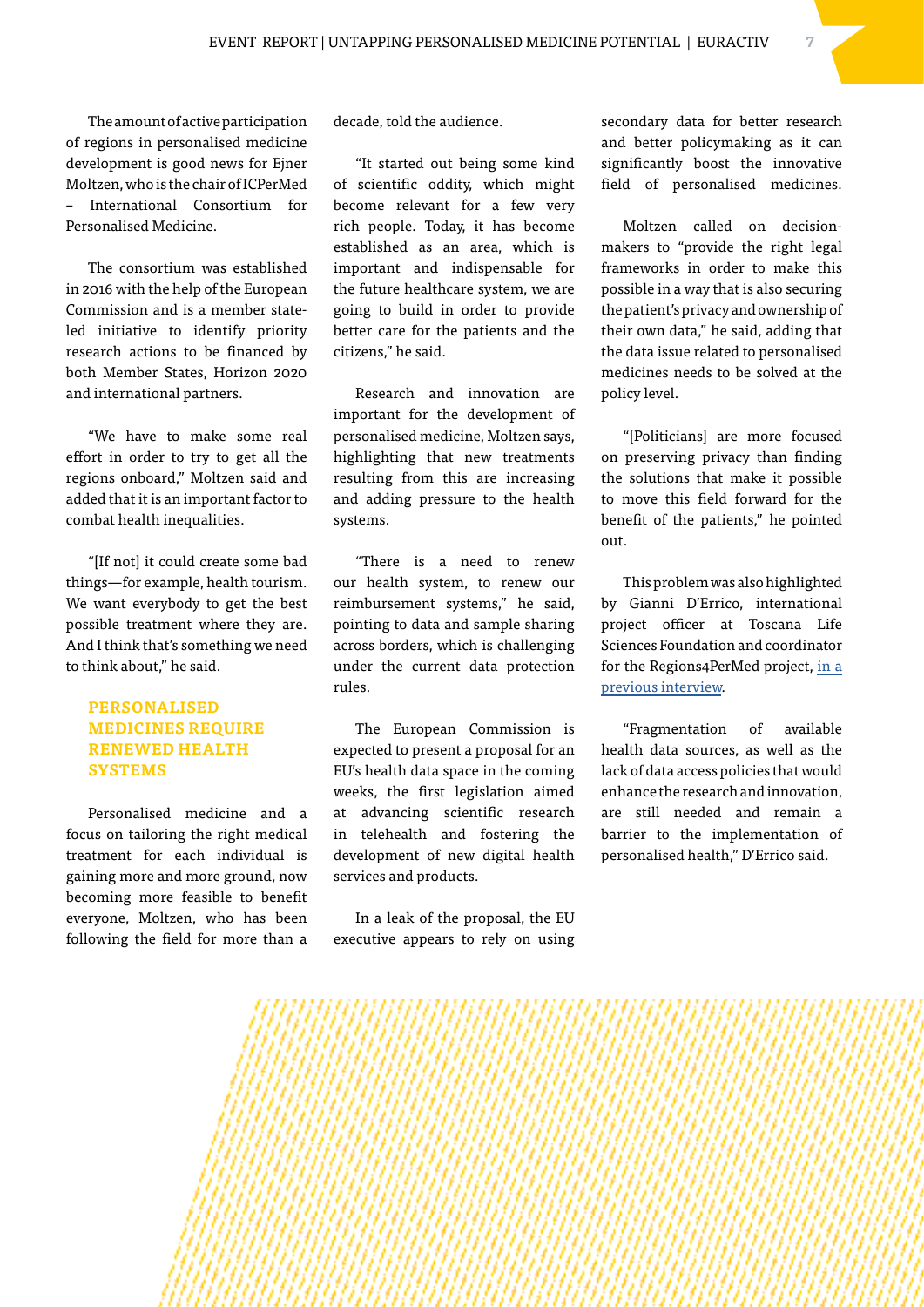The amount of active participation of regions in personalised medicine development is good news for Ejner Moltzen, who is the chair of ICPerMed – International Consortium for Personalised Medicine.

The consortium was established in 2016 with the help of the European Commission and is a member state-led initiative to identify priority research actions to be financed by both Member States, Horizon 2020 and international partners.

"We have to make some real effort in order to try to get all the regions onboard," Moltzen said and added that it is an important factor to combat health inequalities.

"[If not] it could create some bad things—for example, health tourism. We want everybody to get the best possible treatment where they are. And I think that's something we need to think about," he said.

## PERSONALISED MEDICINES REQUIRE RENEWED HEALTH SYSTEMS

Personalised medicine and a focus on tailoring the right medical treatment for each individual is gaining more and more ground, now becoming more feasible to benefit everyone, Moltzen, who has been following the field for more than a decade, told the audience.

"It started out being some kind of scientific oddity, which might become relevant for a few very rich people. Today, it has become established as an area, which is important and indispensable for the future healthcare system, we are going to build in order to provide better care for the patients and the citizens," he said.

Research and innovation are important for the development of personalised medicine, Moltzen says, highlighting that new treatments resulting from this are increasing and adding pressure to the health systems.

"There is a need to renew our health system, to renew our reimbursement systems," he said, pointing to data and sample sharing across borders, which is challenging under the current data protection rules.

The European Commission is expected to present a proposal for an EU's health data space in the coming weeks, the first legislation aimed at advancing scientific research in telehealth and fostering the development of new digital health services and products.

In a leak of the proposal, the EU executive appears to rely on using secondary data for better research and better policymaking as it can significantly boost the innovative field of personalised medicines.

Moltzen called on decision-makers to "provide the right legal frameworks in order to make this possible in a way that is also securing the patient's privacy and ownership of their own data," he said, adding that the data issue related to personalised medicines needs to be solved at the policy level.

"[Politicians] are more focused on preserving privacy than finding the solutions that make it possible to move this field forward for the benefit of the patients," he pointed out.

This problem was also highlighted by Gianni D'Errico, international project officer at Toscana Life Sciences Foundation and coordinator for the Regions4PerMed project, in a previous interview.

"Fragmentation of available health data sources, as well as the lack of data access policies that would enhance the research and innovation, are still needed and remain a barrier to the implementation of personalised health," D'Errico said.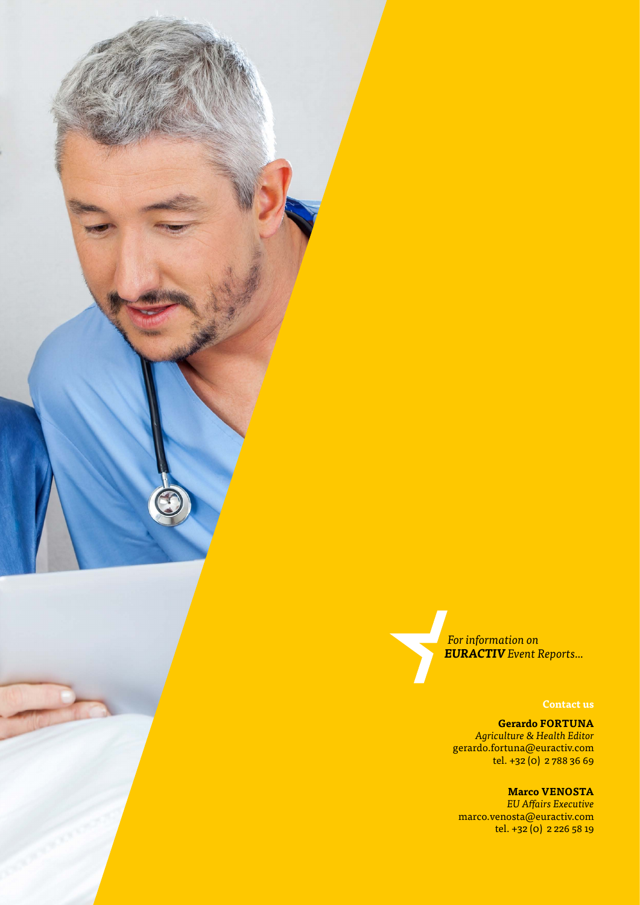*For information on*
***EURACTIV** Event Reports...*

**Contact us**

**Gerardo FORTUNA**
*Agriculture & Health Editor*
gerardo.fortuna@euractiv.com
tel. +32 (0) 2 788 36 69

**Marco VENOSTA**
*EU Affairs Executive*
marco.venosta@euractiv.com
tel. +32 (0) 2 226 58 19